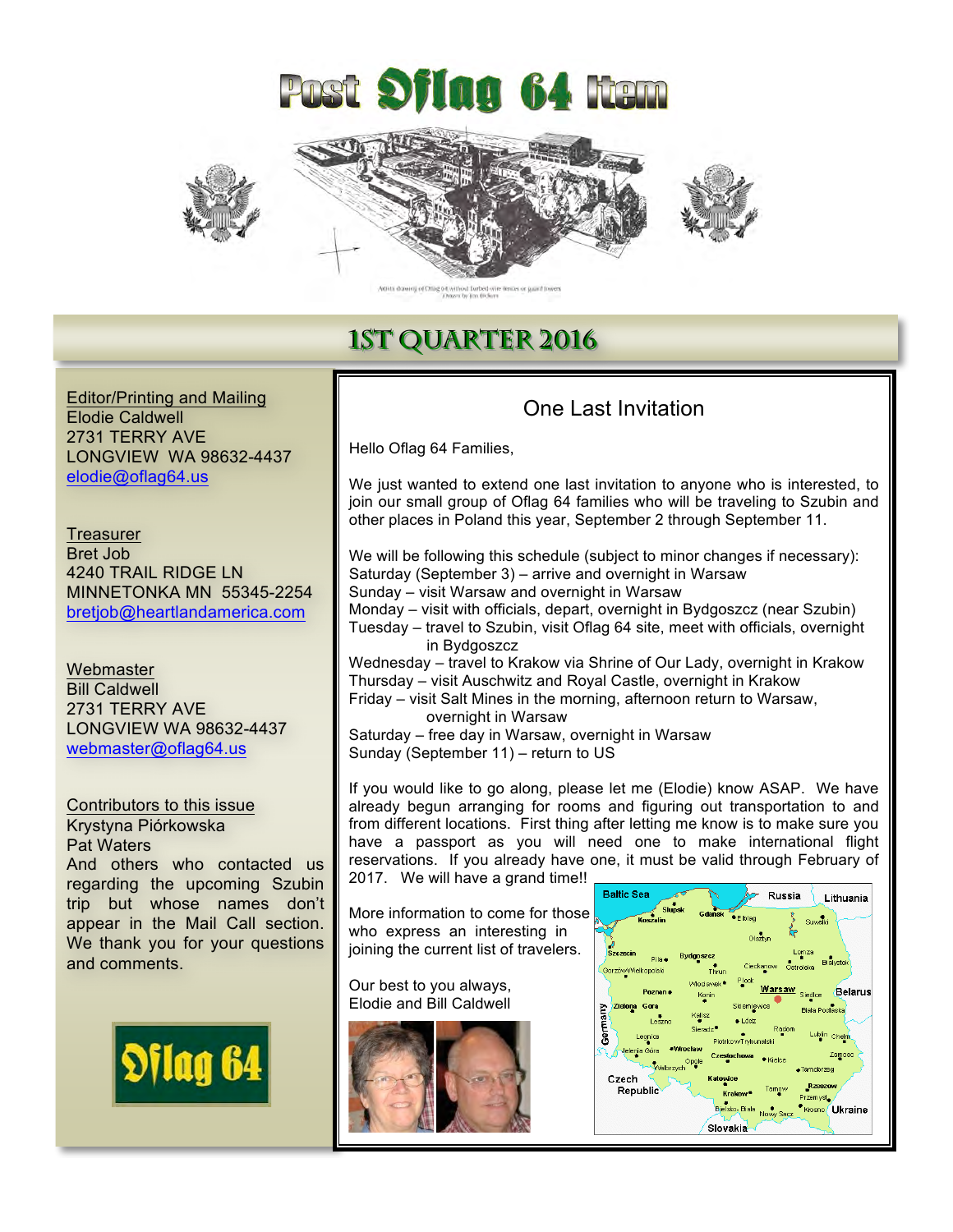# Post Oflag 64 Item

Artist's drawing of Oflag 64 without barbed-wire fences or guard towers
Drawn by Jon Bickers

## 1ST QUARTER 2016

Editor/Printing and Mailing
Elodie Caldwell
2731 TERRY AVE
LONGVIEW WA 98632-4437
elodie@oflag64.us

Treasurer
Bret Job
4240 TRAIL RIDGE LN
MINNETONKA MN 55345-2254
bretjob@heartlandamerica.com

Webmaster
Bill Caldwell
2731 TERRY AVE
LONGVIEW WA 98632-4437
webmaster@oflag64.us

Contributors to this issue
Krystyna Piórkowska
Pat Waters
And others who contacted us regarding the upcoming Szubin trip but whose names don't appear in the Mail Call section. We thank you for your questions and comments.

Oflag 64

### One Last Invitation

Hello Oflag 64 Families,

We just wanted to extend one last invitation to anyone who is interested, to join our small group of Oflag 64 families who will be traveling to Szubin and other places in Poland this year, September 2 through September 11.

We will be following this schedule (subject to minor changes if necessary):
Saturday (September 3) – arrive and overnight in Warsaw
Sunday – visit Warsaw and overnight in Warsaw
Monday – visit with officials, depart, overnight in Bydgoszcz (near Szubin)
Tuesday – travel to Szubin, visit Oflag 64 site, meet with officials, overnight in Bydgoszcz
Wednesday – travel to Krakow via Shrine of Our Lady, overnight in Krakow
Thursday – visit Auschwitz and Royal Castle, overnight in Krakow
Friday – visit Salt Mines in the morning, afternoon return to Warsaw, overnight in Warsaw
Saturday – free day in Warsaw, overnight in Warsaw
Sunday (September 11) – return to US

If you would like to go along, please let me (Elodie) know ASAP. We have already begun arranging for rooms and figuring out transportation to and from different locations. First thing after letting me know is to make sure you have a passport as you will need one to make international flight reservations. If you already have one, it must be valid through February of 2017. We will have a grand time!!

More information to come for those who express an interesting in joining the current list of travelers.

Our best to you always,
Elodie and Bill Caldwell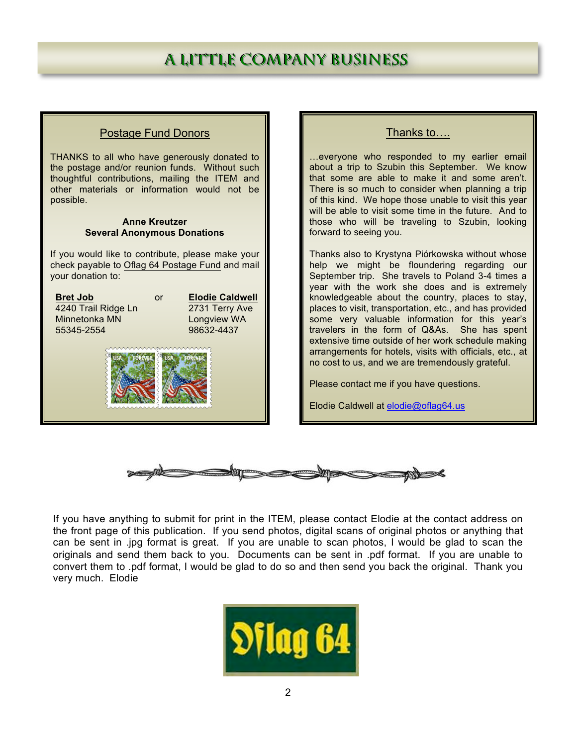# A Little Company Business

## Postage Fund Donors

THANKS to all who have generously donated to the postage and/or reunion funds. Without such thoughtful contributions, mailing the ITEM and other materials or information would not be possible.

**Anne Kreutzer**
**Several Anonymous Donations**

If you would like to contribute, please make your check payable to Oflag 64 Postage Fund and mail your donation to:

**Bret Job**
4240 Trail Ridge Ln
Minnetonka MN
55345-2554

or

**Elodie Caldwell**
2731 Terry Ave
Longview WA
98632-4437

## Thanks to….

…everyone who responded to my earlier email about a trip to Szubin this September. We know that some are able to make it and some aren't. There is so much to consider when planning a trip of this kind. We hope those unable to visit this year will be able to visit some time in the future. And to those who will be traveling to Szubin, looking forward to seeing you.

Thanks also to Krystyna Piórkowska without whose help we might be floundering regarding our September trip. She travels to Poland 3-4 times a year with the work she does and is extremely knowledgeable about the country, places to stay, places to visit, transportation, etc., and has provided some very valuable information for this year's travelers in the form of Q&As. She has spent extensive time outside of her work schedule making arrangements for hotels, visits with officials, etc., at no cost to us, and we are tremendously grateful.

Please contact me if you have questions.

Elodie Caldwell at elodie@oflag64.us

---

If you have anything to submit for print in the ITEM, please contact Elodie at the contact address on the front page of this publication. If you send photos, digital scans of original photos or anything that can be sent in .jpg format is great. If you are unable to scan photos, I would be glad to scan the originals and send them back to you. Documents can be sent in .pdf format. If you are unable to convert them to .pdf format, I would be glad to do so and then send you back the original. Thank you very much. Elodie

Oflag 64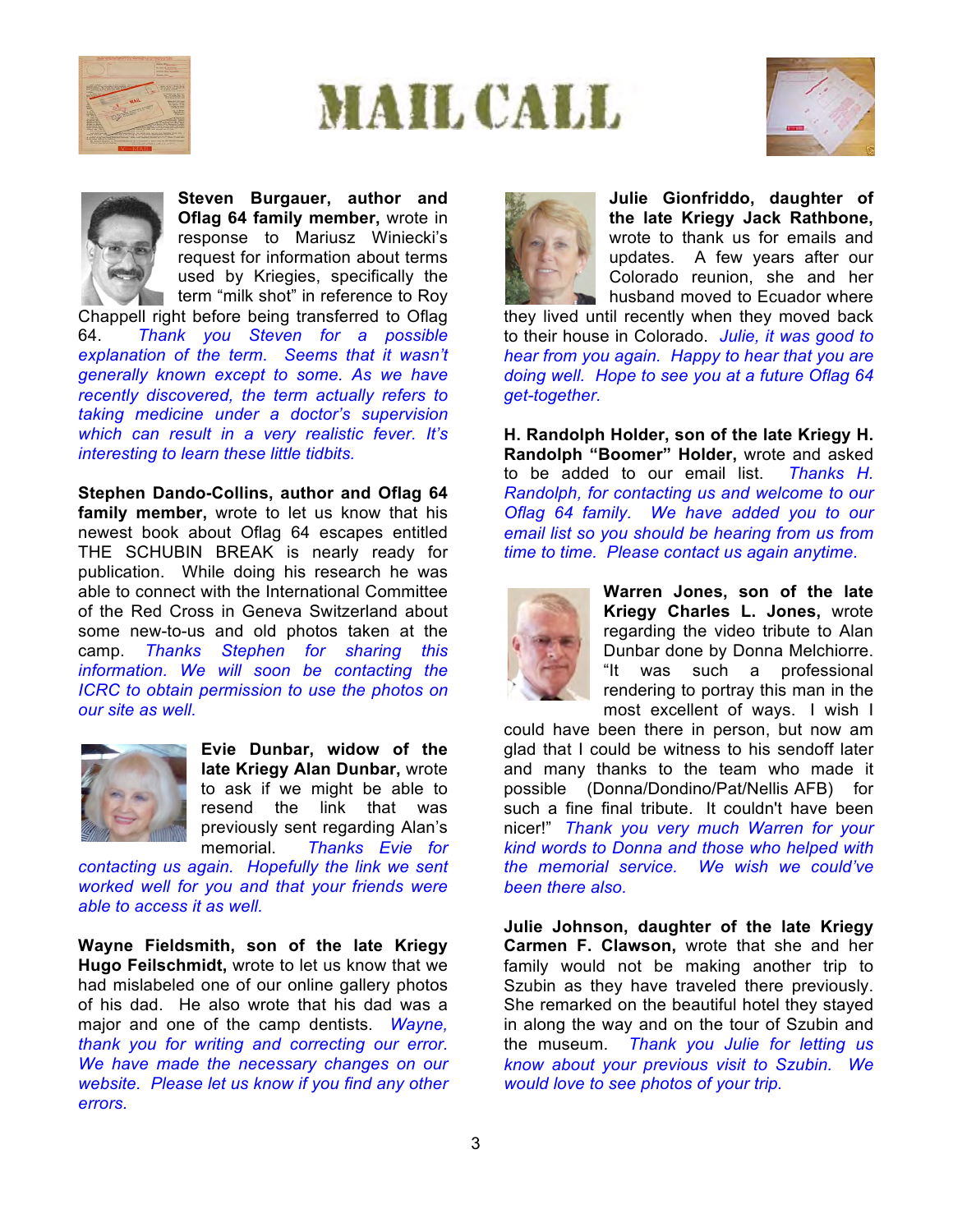# MAIL CALL

**Steven Burgauer, author and Oflag 64 family member,** wrote in response to Mariusz Winiecki's request for information about terms used by Kriegies, specifically the term "milk shot" in reference to Roy Chappell right before being transferred to Oflag 64. *Thank you Steven for a possible explanation of the term. Seems that it wasn't generally known except to some. As we have recently discovered, the term actually refers to taking medicine under a doctor's supervision which can result in a very realistic fever. It's interesting to learn these little tidbits.*

**Stephen Dando-Collins, author and Oflag 64 family member,** wrote to let us know that his newest book about Oflag 64 escapes entitled THE SCHUBIN BREAK is nearly ready for publication. While doing his research he was able to connect with the International Committee of the Red Cross in Geneva Switzerland about some new-to-us and old photos taken at the camp. *Thanks Stephen for sharing this information. We will soon be contacting the ICRC to obtain permission to use the photos on our site as well.*

**Evie Dunbar, widow of the late Kriegy Alan Dunbar,** wrote to ask if we might be able to resend the link that was previously sent regarding Alan's memorial. *Thanks Evie for contacting us again. Hopefully the link we sent worked well for you and that your friends were able to access it as well.*

**Wayne Fieldsmith, son of the late Kriegy Hugo Feilschmidt,** wrote to let us know that we had mislabeled one of our online gallery photos of his dad. He also wrote that his dad was a major and one of the camp dentists. *Wayne, thank you for writing and correcting our error. We have made the necessary changes on our website. Please let us know if you find any other errors.*

**Julie Gionfriddo, daughter of the late Kriegy Jack Rathbone,** wrote to thank us for emails and updates. A few years after our Colorado reunion, she and her husband moved to Ecuador where they lived until recently when they moved back to their house in Colorado. *Julie, it was good to hear from you again. Happy to hear that you are doing well. Hope to see you at a future Oflag 64 get-together.*

**H. Randolph Holder, son of the late Kriegy H. Randolph "Boomer" Holder,** wrote and asked to be added to our email list. *Thanks H. Randolph, for contacting us and welcome to our Oflag 64 family. We have added you to our email list so you should be hearing from us from time to time. Please contact us again anytime.*

**Warren Jones, son of the late Kriegy Charles L. Jones,** wrote regarding the video tribute to Alan Dunbar done by Donna Melchiorre. "It was such a professional rendering to portray this man in the most excellent of ways. I wish I could have been there in person, but now am glad that I could be witness to his sendoff later and many thanks to the team who made it possible (Donna/Dondino/Pat/Nellis AFB) for such a fine final tribute. It couldn't have been nicer!" *Thank you very much Warren for your kind words to Donna and those who helped with the memorial service. We wish we could've been there also.*

**Julie Johnson, daughter of the late Kriegy Carmen F. Clawson,** wrote that she and her family would not be making another trip to Szubin as they have traveled there previously. She remarked on the beautiful hotel they stayed in along the way and on the tour of Szubin and the museum. *Thank you Julie for letting us know about your previous visit to Szubin. We would love to see photos of your trip.*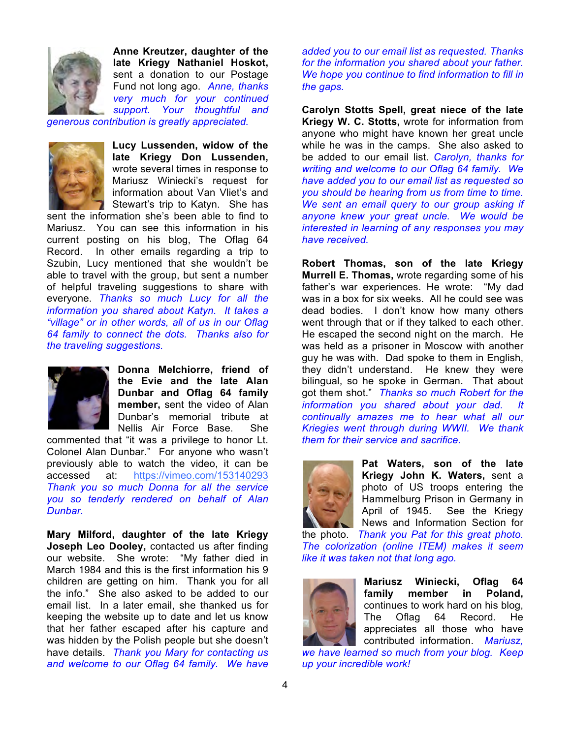**Anne Kreutzer, daughter of the late Kriegy Nathaniel Hoskot,** sent a donation to our Postage Fund not long ago. *Anne, thanks very much for your continued support. Your thoughtful and generous contribution is greatly appreciated.*

**Lucy Lussenden, widow of the late Kriegy Don Lussenden,** wrote several times in response to Mariusz Winiecki's request for information about Van Vliet's and Stewart's trip to Katyn. She has sent the information she's been able to find to Mariusz. You can see this information in his current posting on his blog, The Oflag 64 Record. In other emails regarding a trip to Szubin, Lucy mentioned that she wouldn't be able to travel with the group, but sent a number of helpful traveling suggestions to share with everyone. *Thanks so much Lucy for all the information you shared about Katyn. It takes a "village" or in other words, all of us in our Oflag 64 family to connect the dots. Thanks also for the traveling suggestions.*

**Donna Melchiorre, friend of the Evie and the late Alan Dunbar and Oflag 64 family member,** sent the video of Alan Dunbar's memorial tribute at Nellis Air Force Base. She commented that "it was a privilege to honor Lt. Colonel Alan Dunbar." For anyone who wasn't previously able to watch the video, it can be accessed at: https://vimeo.com/153140293 *Thank you so much Donna for all the service you so tenderly rendered on behalf of Alan Dunbar.*

**Mary Milford, daughter of the late Kriegy Joseph Leo Dooley,** contacted us after finding our website. She wrote: "My father died in March 1984 and this is the first information his 9 children are getting on him. Thank you for all the info." She also asked to be added to our email list. In a later email, she thanked us for keeping the website up to date and let us know that her father escaped after his capture and was hidden by the Polish people but she doesn't have details. *Thank you Mary for contacting us and welcome to our Oflag 64 family. We have added you to our email list as requested. Thanks for the information you shared about your father. We hope you continue to find information to fill in the gaps.*

**Carolyn Stotts Spell, great niece of the late Kriegy W. C. Stotts,** wrote for information from anyone who might have known her great uncle while he was in the camps. She also asked to be added to our email list. *Carolyn, thanks for writing and welcome to our Oflag 64 family. We have added you to our email list as requested so you should be hearing from us from time to time. We sent an email query to our group asking if anyone knew your great uncle. We would be interested in learning of any responses you may have received.*

**Robert Thomas, son of the late Kriegy Murrell E. Thomas,** wrote regarding some of his father's war experiences. He wrote: "My dad was in a box for six weeks. All he could see was dead bodies. I don't know how many others went through that or if they talked to each other. He escaped the second night on the march. He was held as a prisoner in Moscow with another guy he was with. Dad spoke to them in English, they didn't understand. He knew they were bilingual, so he spoke in German. That about got them shot." *Thanks so much Robert for the information you shared about your dad. It continually amazes me to hear what all our Kriegies went through during WWII. We thank them for their service and sacrifice.*

**Pat Waters, son of the late Kriegy John K. Waters,** sent a photo of US troops entering the Hammelburg Prison in Germany in April of 1945. See the Kriegy News and Information Section for the photo. *Thank you Pat for this great photo. The colorization (online ITEM) makes it seem like it was taken not that long ago.*

**Mariusz Winiecki, Oflag 64 family member in Poland,** continues to work hard on his blog, The Oflag 64 Record. He appreciates all those who have contributed information. *Mariusz, we have learned so much from your blog. Keep up your incredible work!*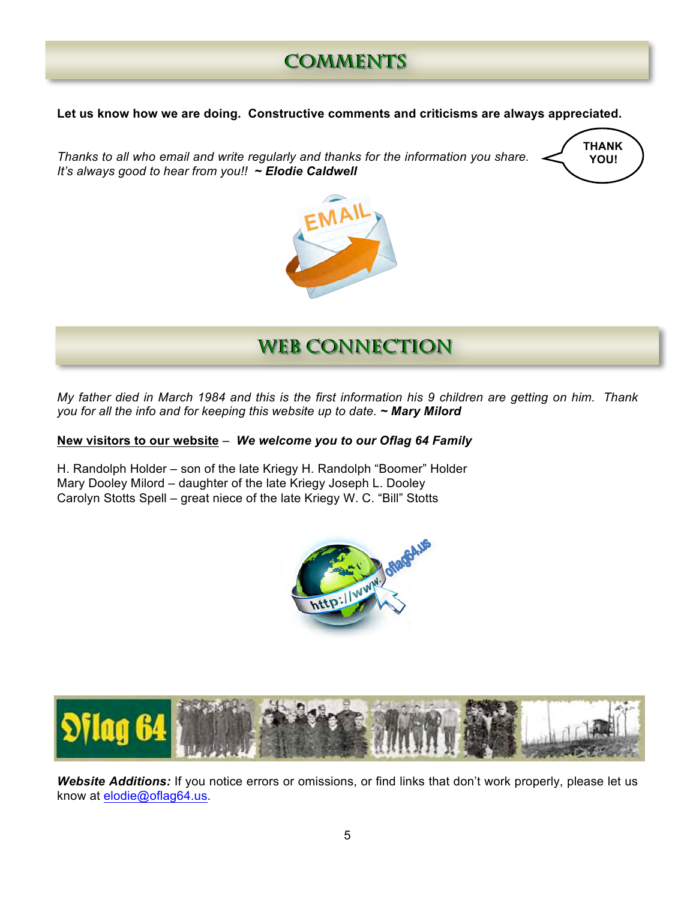# COMMENTS

**Let us know how we are doing. Constructive comments and criticisms are always appreciated.**

*Thanks to all who email and write regularly and thanks for the information you share. It's always good to hear from you!!* ***~ Elodie Caldwell***

THANK YOU!

# WEB CONNECTION

*My father died in March 1984 and this is the first information his 9 children are getting on him. Thank you for all the info and for keeping this website up to date.* ***~ Mary Milord***

<u>**New visitors to our website**</u> – ***We welcome you to our Oflag 64 Family***

H. Randolph Holder – son of the late Kriegy H. Randolph "Boomer" Holder
Mary Dooley Milord – daughter of the late Kriegy Joseph L. Dooley
Carolyn Stotts Spell – great niece of the late Kriegy W. C. "Bill" Stotts

***Website Additions:*** If you notice errors or omissions, or find links that don't work properly, please let us know at elodie@oflag64.us.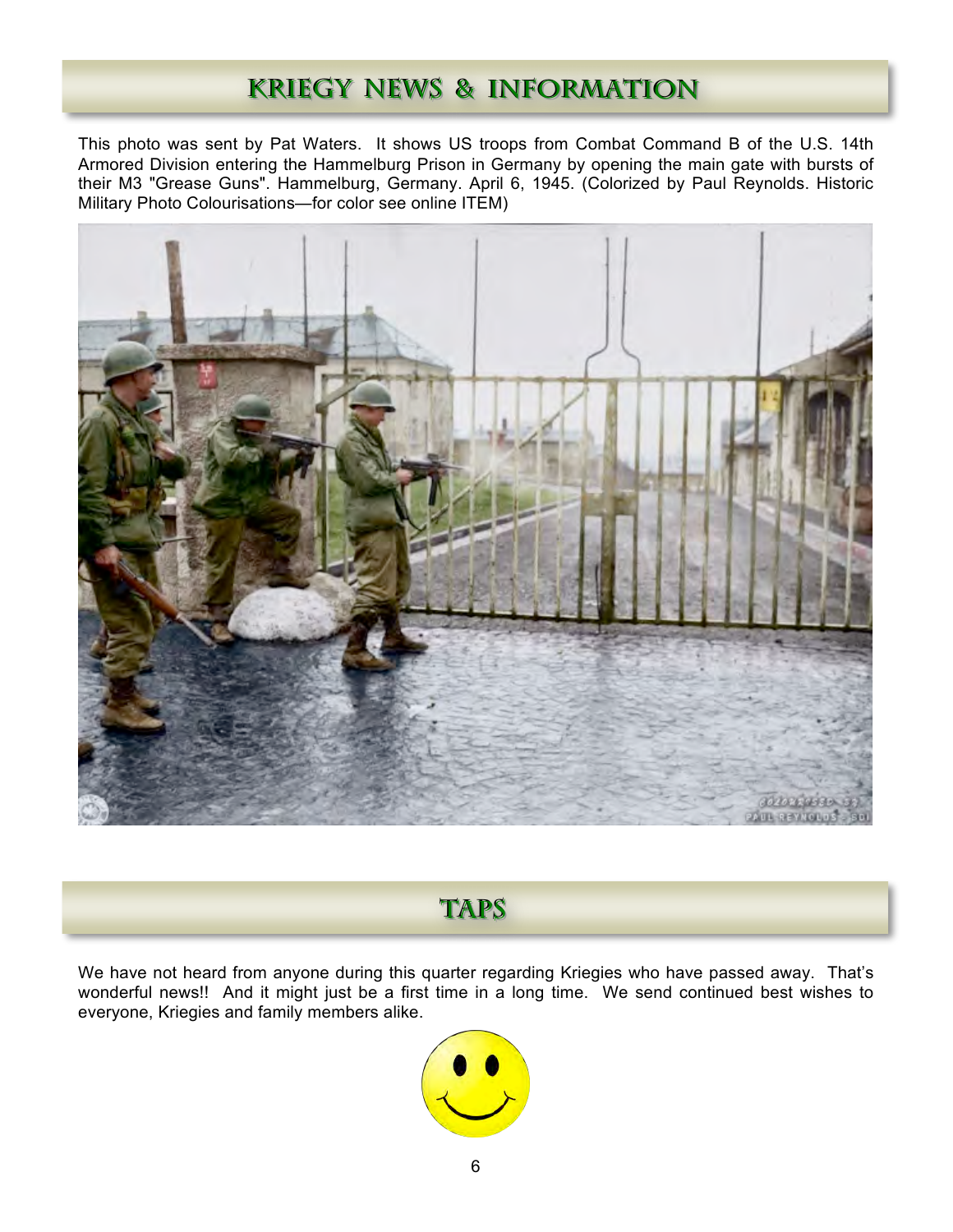## KRIEGY NEWS & INFORMATION

This photo was sent by Pat Waters. It shows US troops from Combat Command B of the U.S. 14th Armored Division entering the Hammelburg Prison in Germany by opening the main gate with bursts of their M3 "Grease Guns". Hammelburg, Germany. April 6, 1945. (Colorized by Paul Reynolds. Historic Military Photo Colourisations—for color see online ITEM)

## TAPS

We have not heard from anyone during this quarter regarding Kriegies who have passed away. That's wonderful news!! And it might just be a first time in a long time. We send continued best wishes to everyone, Kriegies and family members alike.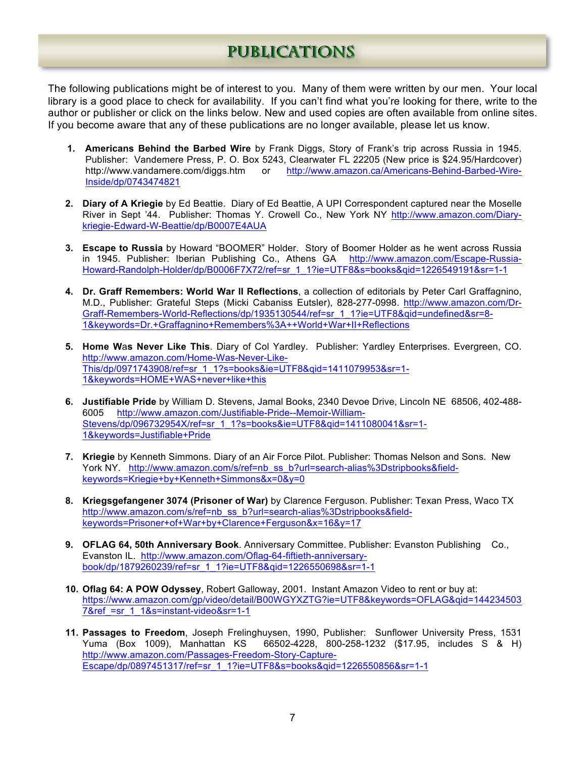# PUBLICATIONS

The following publications might be of interest to you. Many of them were written by our men. Your local library is a good place to check for availability. If you can't find what you're looking for there, write to the author or publisher or click on the links below. New and used copies are often available from online sites. If you become aware that any of these publications are no longer available, please let us know.

1. **Americans Behind the Barbed Wire** by Frank Diggs, Story of Frank's trip across Russia in 1945. Publisher: Vandemere Press, P. O. Box 5243, Clearwater FL 22205 (New price is $24.95/Hardcover) http://www.vandamere.com/diggs.htm or http://www.amazon.ca/Americans-Behind-Barbed-Wire-Inside/dp/0743474821

2. **Diary of A Kriegie** by Ed Beattie. Diary of Ed Beattie, A UPI Correspondent captured near the Moselle River in Sept '44. Publisher: Thomas Y. Crowell Co., New York NY http://www.amazon.com/Diary-kriegie-Edward-W-Beattie/dp/B0007E4AUA

3. **Escape to Russia** by Howard "BOOMER" Holder. Story of Boomer Holder as he went across Russia in 1945. Publisher: Iberian Publishing Co., Athens GA http://www.amazon.com/Escape-Russia-Howard-Randolph-Holder/dp/B0006F7X72/ref=sr_1_1?ie=UTF8&s=books&qid=1226549191&sr=1-1

4. **Dr. Graff Remembers: World War II Reflections**, a collection of editorials by Peter Carl Graffagnino, M.D., Publisher: Grateful Steps (Micki Cabaniss Eutsler), 828-277-0998. http://www.amazon.com/Dr-Graff-Remembers-World-Reflections/dp/1935130544/ref=sr_1_1?ie=UTF8&qid=undefined&sr=8-1&keywords=Dr.+Graffagnino+Remembers%3A++World+War+II+Reflections

5. **Home Was Never Like This**. Diary of Col Yardley. Publisher: Yardley Enterprises. Evergreen, CO. http://www.amazon.com/Home-Was-Never-Like-This/dp/0971743908/ref=sr_1_1?s=books&ie=UTF8&qid=1411079953&sr=1-1&keywords=HOME+WAS+never+like+this

6. **Justifiable Pride** by William D. Stevens, Jamal Books, 2340 Devoe Drive, Lincoln NE 68506, 402-488-6005 http://www.amazon.com/Justifiable-Pride--Memoir-William-Stevens/dp/096732954X/ref=sr_1_1?s=books&ie=UTF8&qid=1411080041&sr=1-1&keywords=Justifiable+Pride

7. **Kriegie** by Kenneth Simmons. Diary of an Air Force Pilot. Publisher: Thomas Nelson and Sons. New York NY. http://www.amazon.com/s/ref=nb_ss_b?url=search-alias%3Dstripbooks&field-keywords=Kriegie+by+Kenneth+Simmons&x=0&y=0

8. **Kriegsgefangener 3074 (Prisoner of War)** by Clarence Ferguson. Publisher: Texan Press, Waco TX http://www.amazon.com/s/ref=nb_ss_b?url=search-alias%3Dstripbooks&field-keywords=Prisoner+of+War+by+Clarence+Ferguson&x=16&y=17

9. **OFLAG 64, 50th Anniversary Book**. Anniversary Committee. Publisher: Evanston Publishing Co., Evanston IL. http://www.amazon.com/Oflag-64-fiftieth-anniversary-book/dp/1879260239/ref=sr_1_1?ie=UTF8&qid=1226550698&sr=1-1

10. **Oflag 64: A POW Odyssey**, Robert Galloway, 2001. Instant Amazon Video to rent or buy at: https://www.amazon.com/gp/video/detail/B00WGYXZTG?ie=UTF8&keywords=OFLAG&qid=1442345037&ref_=sr_1_1&s=instant-video&sr=1-1

11. **Passages to Freedom**, Joseph Frelinghuysen, 1990, Publisher: Sunflower University Press, 1531 Yuma (Box 1009), Manhattan KS 66502-4228, 800-258-1232 ($17.95, includes S & H) http://www.amazon.com/Passages-Freedom-Story-Capture-Escape/dp/0897451317/ref=sr_1_1?ie=UTF8&s=books&qid=1226550856&sr=1-1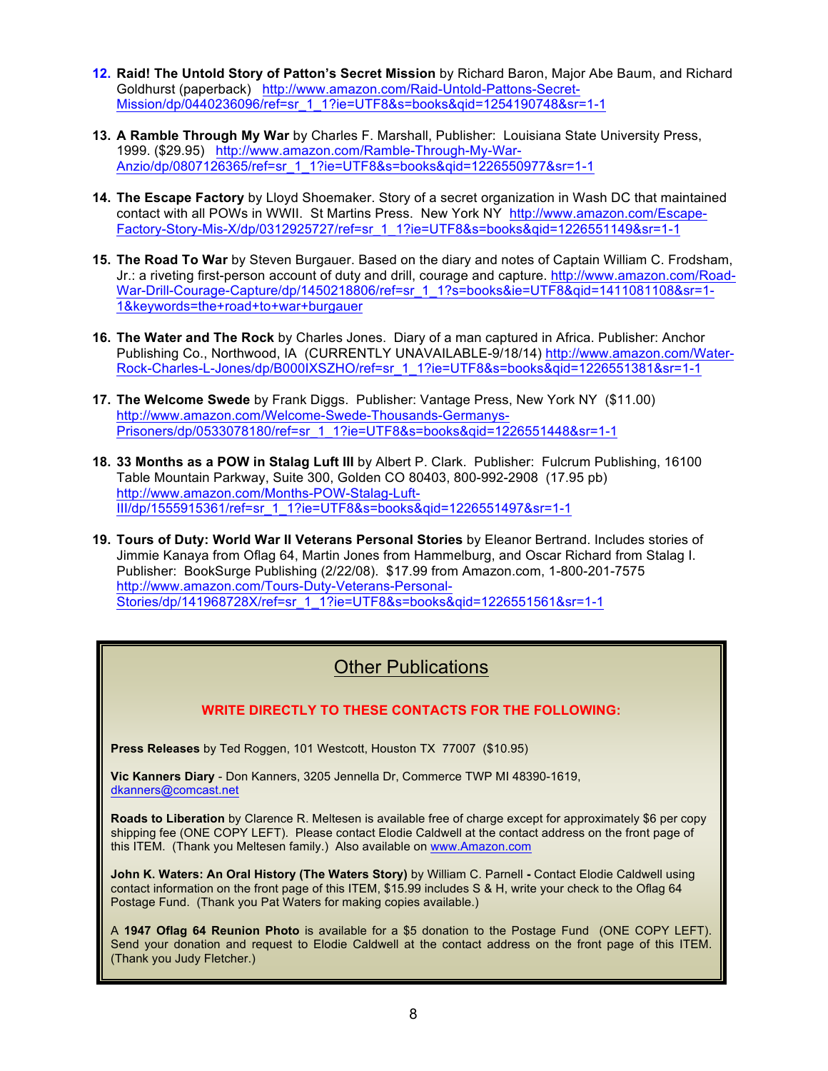12. **Raid! The Untold Story of Patton's Secret Mission** by Richard Baron, Major Abe Baum, and Richard Goldhurst (paperback) http://www.amazon.com/Raid-Untold-Pattons-Secret-Mission/dp/0440236096/ref=sr_1_1?ie=UTF8&s=books&qid=1254190748&sr=1-1

13. **A Ramble Through My War** by Charles F. Marshall, Publisher: Louisiana State University Press, 1999. ($29.95) http://www.amazon.com/Ramble-Through-My-War-Anzio/dp/0807126365/ref=sr_1_1?ie=UTF8&s=books&qid=1226550977&sr=1-1

14. **The Escape Factory** by Lloyd Shoemaker. Story of a secret organization in Wash DC that maintained contact with all POWs in WWII. St Martins Press. New York NY http://www.amazon.com/Escape-Factory-Story-Mis-X/dp/0312925727/ref=sr_1_1?ie=UTF8&s=books&qid=1226551149&sr=1-1

15. **The Road To War** by Steven Burgauer. Based on the diary and notes of Captain William C. Frodsham, Jr.: a riveting first-person account of duty and drill, courage and capture. http://www.amazon.com/Road-War-Drill-Courage-Capture/dp/1450218806/ref=sr_1_1?s=books&ie=UTF8&qid=1411081108&sr=1-1&keywords=the+road+to+war+burgauer

16. **The Water and The Rock** by Charles Jones. Diary of a man captured in Africa. Publisher: Anchor Publishing Co., Northwood, IA (CURRENTLY UNAVAILABLE-9/18/14) http://www.amazon.com/Water-Rock-Charles-L-Jones/dp/B000IXSZHO/ref=sr_1_1?ie=UTF8&s=books&qid=1226551381&sr=1-1

17. **The Welcome Swede** by Frank Diggs. Publisher: Vantage Press, New York NY ($11.00) http://www.amazon.com/Welcome-Swede-Thousands-Germanys-Prisoners/dp/0533078180/ref=sr_1_1?ie=UTF8&s=books&qid=1226551448&sr=1-1

18. **33 Months as a POW in Stalag Luft III** by Albert P. Clark. Publisher: Fulcrum Publishing, 16100 Table Mountain Parkway, Suite 300, Golden CO 80403, 800-992-2908 (17.95 pb) http://www.amazon.com/Months-POW-Stalag-Luft-III/dp/1555915361/ref=sr_1_1?ie=UTF8&s=books&qid=1226551497&sr=1-1

19. **Tours of Duty: World War II Veterans Personal Stories** by Eleanor Bertrand. Includes stories of Jimmie Kanaya from Oflag 64, Martin Jones from Hammelburg, and Oscar Richard from Stalag I. Publisher: BookSurge Publishing (2/22/08). $17.99 from Amazon.com, 1-800-201-7575 http://www.amazon.com/Tours-Duty-Veterans-Personal-Stories/dp/141968728X/ref=sr_1_1?ie=UTF8&s=books&qid=1226551561&sr=1-1

## Other Publications

**WRITE DIRECTLY TO THESE CONTACTS FOR THE FOLLOWING:**

**Press Releases** by Ted Roggen, 101 Westcott, Houston TX 77007 ($10.95)

**Vic Kanners Diary** - Don Kanners, 3205 Jennella Dr, Commerce TWP MI 48390-1619, dkanners@comcast.net

**Roads to Liberation** by Clarence R. Meltesen is available free of charge except for approximately $6 per copy shipping fee (ONE COPY LEFT). Please contact Elodie Caldwell at the contact address on the front page of this ITEM. (Thank you Meltesen family.) Also available on www.Amazon.com

**John K. Waters: An Oral History (The Waters Story)** by William C. Parnell **-** Contact Elodie Caldwell using contact information on the front page of this ITEM, $15.99 includes S & H, write your check to the Oflag 64 Postage Fund. (Thank you Pat Waters for making copies available.)

A **1947 Oflag 64 Reunion Photo** is available for a $5 donation to the Postage Fund (ONE COPY LEFT). Send your donation and request to Elodie Caldwell at the contact address on the front page of this ITEM. (Thank you Judy Fletcher.)